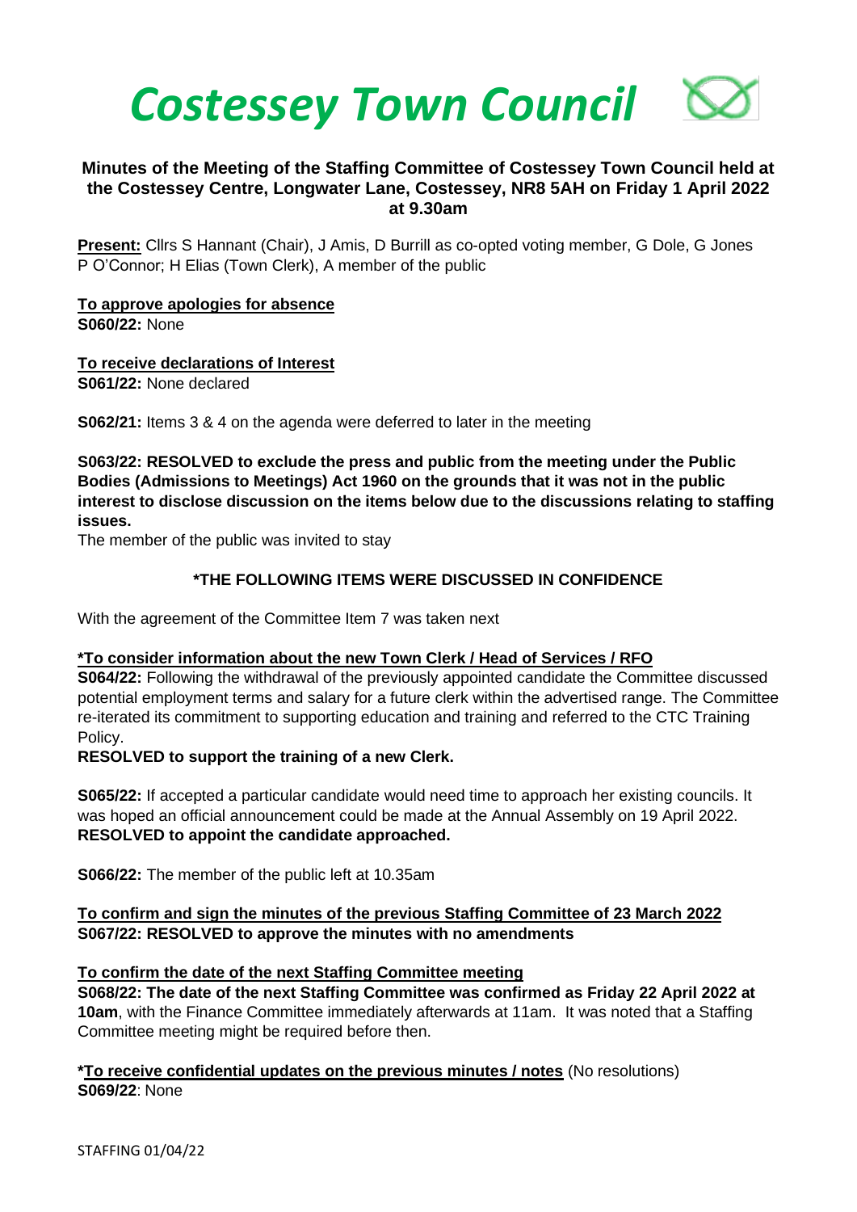# Costessey Town Council

**Minutes of the Meeting of the Staffing Committee of Costessey Town Council held at the Costessey Centre, Longwater Lane, Costessey, NR8 5AH on Friday 1 April 2022 at 9.30am**

**Present:** Cllrs S Hannant (Chair), J Amis, D Burrill as co-opted voting member, G Dole, G Jones P O'Connor; H Elias (Town Clerk), A member of the public

**To approve apologies for absence**
**S060/22:** None

**To receive declarations of Interest**
**S061/22:** None declared

**S062/21:** Items 3 & 4 on the agenda were deferred to later in the meeting

**S063/22: RESOLVED to exclude the press and public from the meeting under the Public Bodies (Admissions to Meetings) Act 1960 on the grounds that it was not in the public interest to disclose discussion on the items below due to the discussions relating to staffing issues.**
The member of the public was invited to stay

**\*THE FOLLOWING ITEMS WERE DISCUSSED IN CONFIDENCE**

With the agreement of the Committee Item 7 was taken next

**\*To consider information about the new Town Clerk / Head of Services / RFO**
**S064/22:** Following the withdrawal of the previously appointed candidate the Committee discussed potential employment terms and salary for a future clerk within the advertised range. The Committee re-iterated its commitment to supporting education and training and referred to the CTC Training Policy.
**RESOLVED to support the training of a new Clerk.**

**S065/22:** If accepted a particular candidate would need time to approach her existing councils. It was hoped an official announcement could be made at the Annual Assembly on 19 April 2022. **RESOLVED to appoint the candidate approached.**

**S066/22:** The member of the public left at 10.35am

**To confirm and sign the minutes of the previous Staffing Committee of 23 March 2022**
**S067/22: RESOLVED to approve the minutes with no amendments**

**To confirm the date of the next Staffing Committee meeting**
**S068/22: The date of the next Staffing Committee was confirmed as Friday 22 April 2022 at 10am**, with the Finance Committee immediately afterwards at 11am. It was noted that a Staffing Committee meeting might be required before then.

**\*To receive confidential updates on the previous minutes / notes** (No resolutions)
**S069/22**: None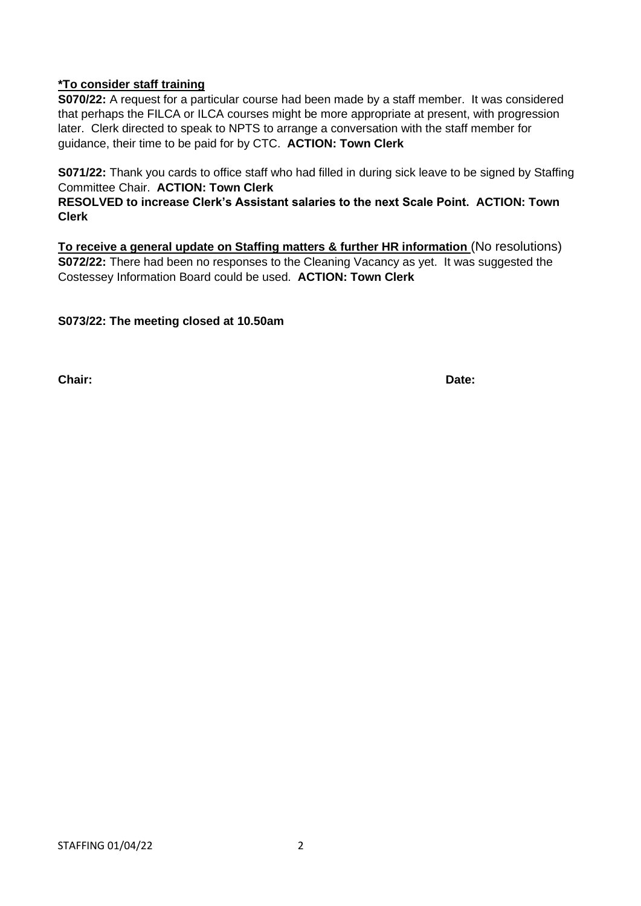**<u>*To consider staff training</u>**

**S070/22:** A request for a particular course had been made by a staff member. It was considered that perhaps the FILCA or ILCA courses might be more appropriate at present, with progression later. Clerk directed to speak to NPTS to arrange a conversation with the staff member for guidance, their time to be paid for by CTC. **ACTION: Town Clerk**

**S071/22:** Thank you cards to office staff who had filled in during sick leave to be signed by Staffing Committee Chair. **ACTION: Town Clerk**
**RESOLVED to increase Clerk's Assistant salaries to the next Scale Point. ACTION: Town Clerk**

**<u>To receive a general update on Staffing matters & further HR information</u>** (No resolutions)
**S072/22:** There had been no responses to the Cleaning Vacancy as yet. It was suggested the Costessey Information Board could be used. **ACTION: Town Clerk**

**S073/22: The meeting closed at 10.50am**

**Chair:** **Date:**